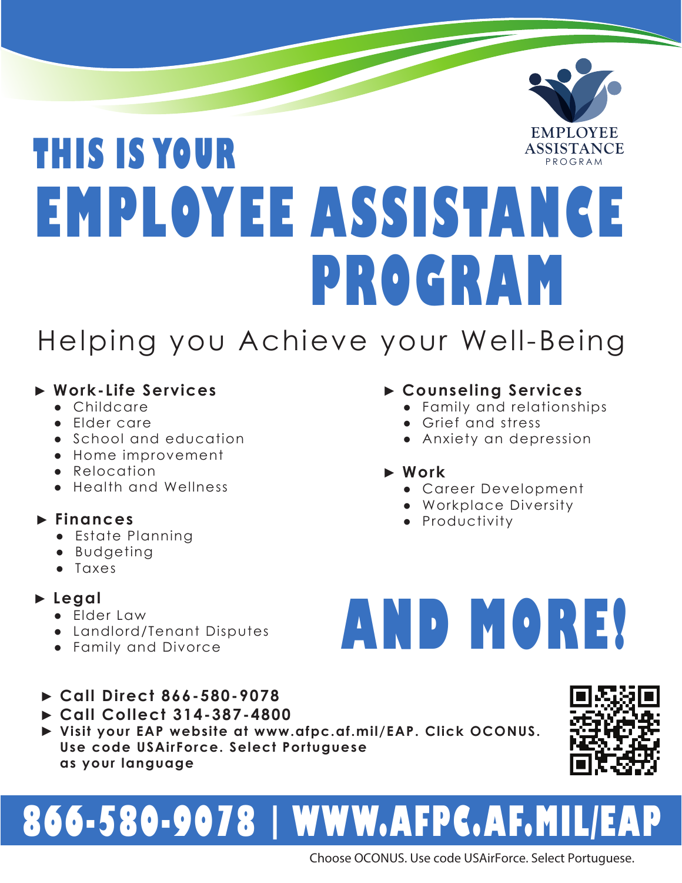EMPLOYEE ASSISTANCE PROGRAM

# THIS IS YOUR EMPLOYEE ASSISTANCE PROGRAM

## Helping you Achieve your Well-Being

- **Work-Life Services**
  - Childcare
  - Elder care
  - School and education
  - Home improvement
  - Relocation
  - Health and Wellness

- **Finances**
  - Estate Planning
  - Budgeting
  - Taxes

- **Legal**
  - Elder Law
  - Landlord/Tenant Disputes
  - Family and Divorce

- **Counseling Services**
  - Family and relationships
  - Grief and stress
  - Anxiety an depression

- **Work**
  - Career Development
  - Workplace Diversity
  - Productivity

# AND MORE!

- **Call Direct 866-580-9078**
- **Call Collect 314-387-4800**
- **Visit your EAP website at www.afpc.af.mil/EAP. Click OCONUS. Use code USAirForce. Select Portuguese as your language**

# 866-580-9078 | WWW.AFPC.AF.MIL/EAP

Choose OCONUS. Use code USAirForce. Select Portuguese.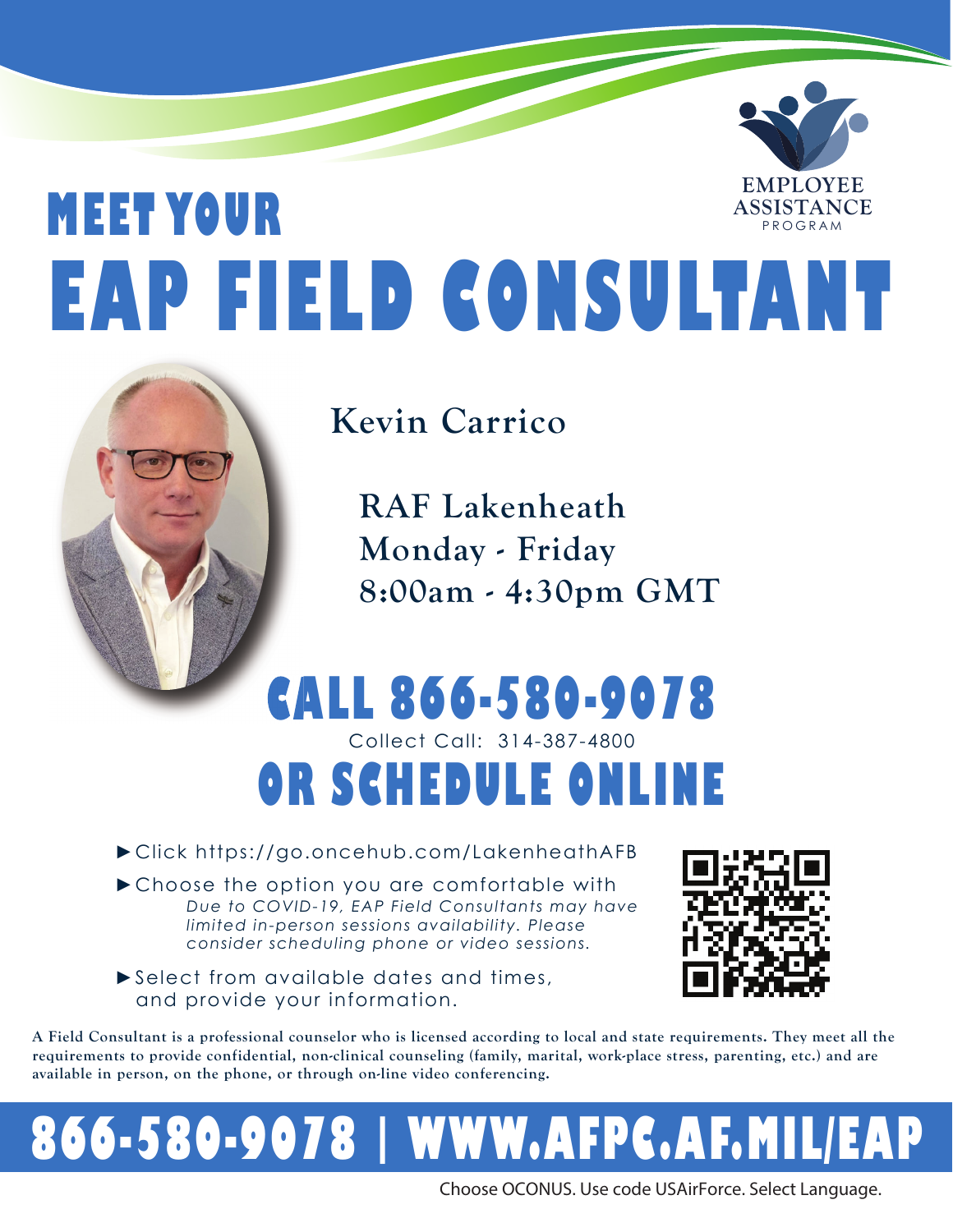EMPLOYEE ASSISTANCE PROGRAM

# MEET YOUR EAP FIELD CONSULTANT

## Kevin Carrico

**RAF Lakenheath**
**Monday - Friday**
**8:00am - 4:30pm GMT**

# CALL 866-580-9078

Collect Call: 314-387-4800

# OR SCHEDULE ONLINE

- ►Click https://go.oncehub.com/LakenheathAFB
- ►Choose the option you are comfortable with
  *Due to COVID-19, EAP Field Consultants may have limited in-person sessions availability. Please consider scheduling phone or video sessions.*
- ►Select from available dates and times, and provide your information.

**A Field Consultant is a professional counselor who is licensed according to local and state requirements. They meet all the requirements to provide confidential, non-clinical counseling (family, marital, work-place stress, parenting, etc.) and are available in person, on the phone, or through on-line video conferencing.**

# 866-580-9078 | WWW.AFPC.AF.MIL/EAP

Choose OCONUS. Use code USAirForce. Select Language.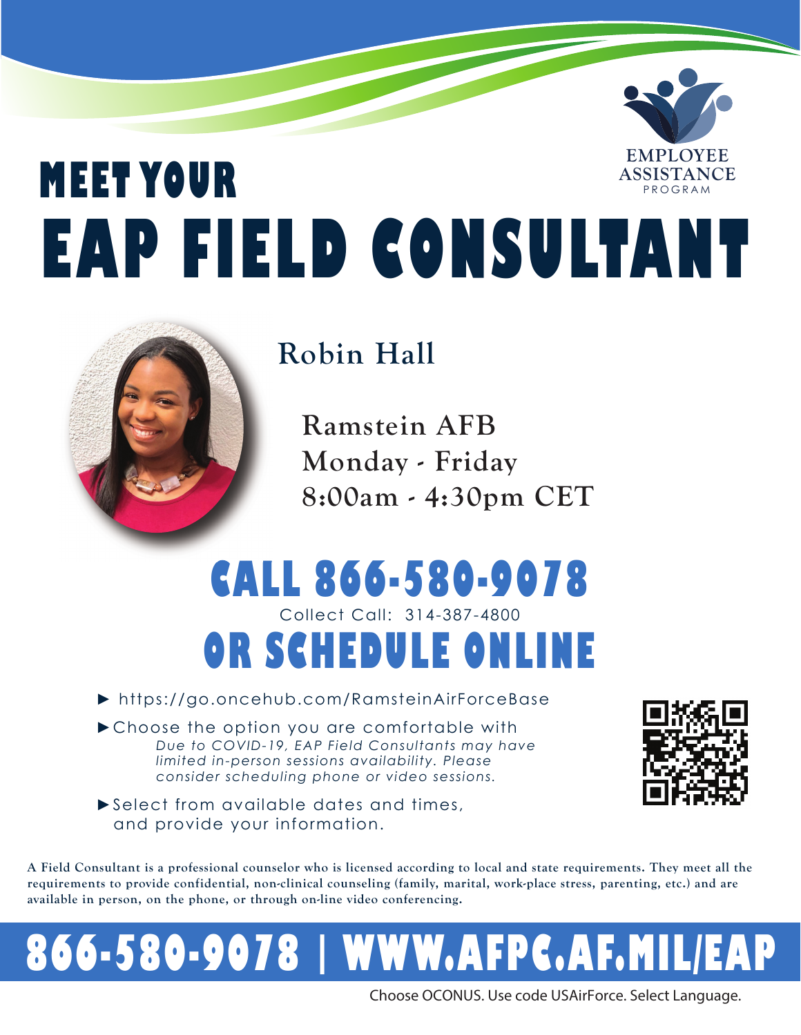EMPLOYEE ASSISTANCE PROGRAM

# MEET YOUR EAP FIELD CONSULTANT

## Robin Hall

**Ramstein AFB**
**Monday - Friday**
**8:00am - 4:30pm CET**

# CALL 866-580-9078

Collect Call: 314-387-4800

# OR SCHEDULE ONLINE

- https://go.oncehub.com/RamsteinAirForceBase
- Choose the option you are comfortable with
  *Due to COVID-19, EAP Field Consultants may have limited in-person sessions availability. Please consider scheduling phone or video sessions.*
- Select from available dates and times, and provide your information.

**A Field Consultant is a professional counselor who is licensed according to local and state requirements. They meet all the requirements to provide confidential, non-clinical counseling (family, marital, work-place stress, parenting, etc.) and are available in person, on the phone, or through on-line video conferencing.**

# 866-580-9078 | WWW.AFPC.AF.MIL/EAP

Choose OCONUS. Use code USAirForce. Select Language.